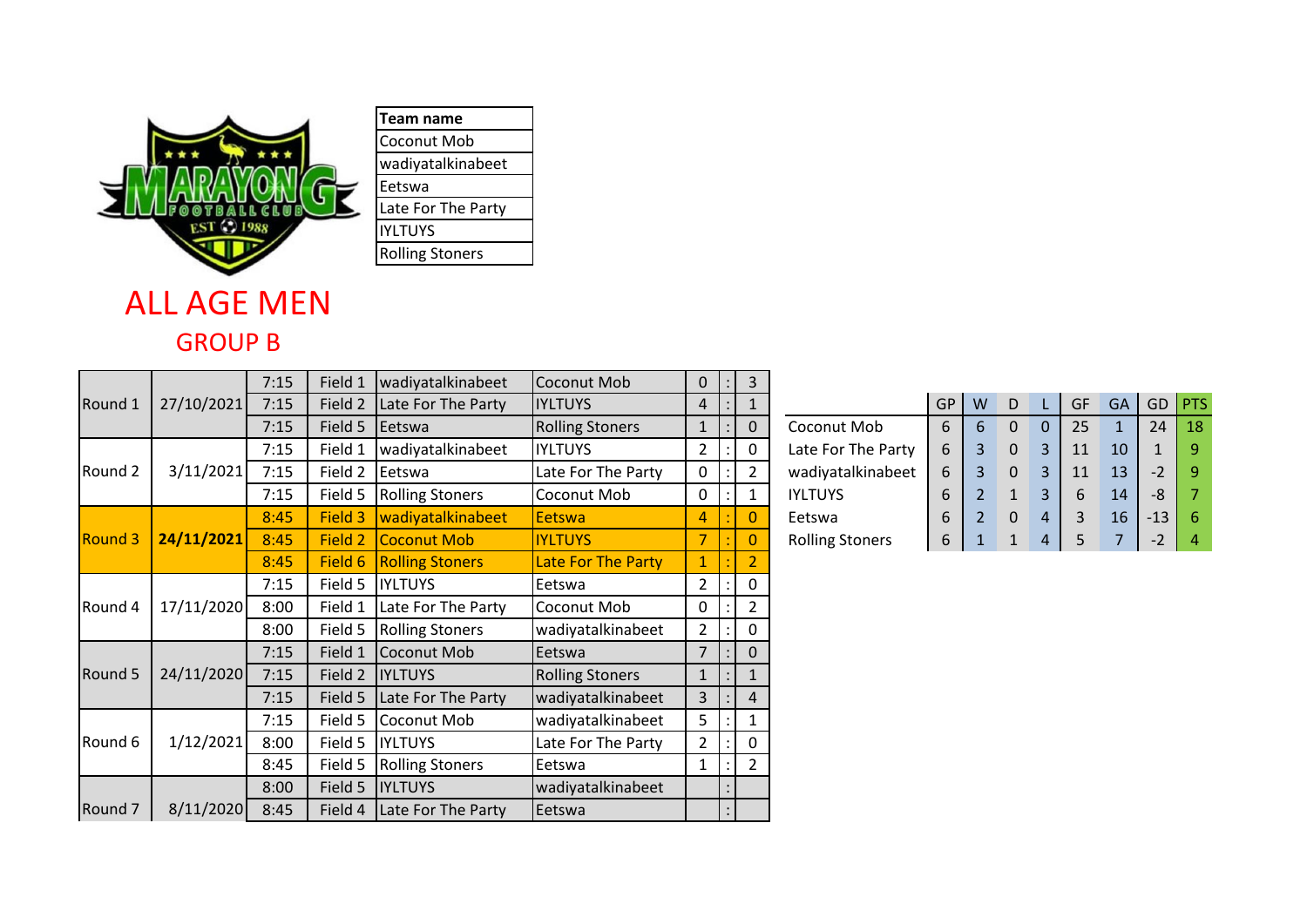| Team name |
| --- |
| Coconut Mob |
| wadiyatalkinabeet |
| Eetswa |
| Late For The Party |
| IYLTUYS |
| Rolling Stoners |

# ALL AGE MEN

## GROUP B

| Round | Date | Time | Field | Home | Away | | : | |
| --- | --- | --- | --- | --- | --- | --- | --- | --- |
| Round 1 | 27/10/2021 | 7:15 | Field 1 | wadiyatalkinabeet | Coconut Mob | 0 | : | 3 |
| | | 7:15 | Field 2 | Late For The Party | IYLTUYS | 4 | : | 1 |
| | | 7:15 | Field 5 | Eetswa | Rolling Stoners | 1 | : | 0 |
| Round 2 | 3/11/2021 | 7:15 | Field 1 | wadiyatalkinabeet | IYLTUYS | 2 | : | 0 |
| | | 7:15 | Field 2 | Eetswa | Late For The Party | 0 | : | 2 |
| | | 7:15 | Field 5 | Rolling Stoners | Coconut Mob | 0 | : | 1 |
| Round 3 | **24/11/2021** | 8:45 | Field 3 | wadiyatalkinabeet | Eetswa | 4 | : | 0 |
| | | 8:45 | Field 2 | Coconut Mob | IYLTUYS | 7 | : | 0 |
| | | 8:45 | Field 6 | Rolling Stoners | Late For The Party | 1 | : | 2 |
| Round 4 | 17/11/2020 | 7:15 | Field 5 | IYLTUYS | Eetswa | 2 | : | 0 |
| | | 8:00 | Field 1 | Late For The Party | Coconut Mob | 0 | : | 2 |
| | | 8:00 | Field 5 | Rolling Stoners | wadiyatalkinabeet | 2 | : | 0 |
| Round 5 | 24/11/2020 | 7:15 | Field 1 | Coconut Mob | Eetswa | 7 | : | 0 |
| | | 7:15 | Field 2 | IYLTUYS | Rolling Stoners | 1 | : | 1 |
| | | 7:15 | Field 5 | Late For The Party | wadiyatalkinabeet | 3 | : | 4 |
| Round 6 | 1/12/2021 | 7:15 | Field 5 | Coconut Mob | wadiyatalkinabeet | 5 | : | 1 |
| | | 8:00 | Field 5 | IYLTUYS | Late For The Party | 2 | : | 0 |
| | | 8:45 | Field 5 | Rolling Stoners | Eetswa | 1 | : | 2 |
| Round 7 | 8/11/2020 | 8:00 | Field 5 | IYLTUYS | wadiyatalkinabeet | | : | |
| | | 8:45 | Field 4 | Late For The Party | Eetswa | | : | |

| Team | GP | W | D | L | GF | GA | GD | PTS |
| --- | --- | --- | --- | --- | --- | --- | --- | --- |
| Coconut Mob | 6 | 6 | 0 | 0 | 25 | 1 | 24 | 18 |
| Late For The Party | 6 | 3 | 0 | 3 | 11 | 10 | 1 | 9 |
| wadiyatalkinabeet | 6 | 3 | 0 | 3 | 11 | 13 | -2 | 9 |
| IYLTUYS | 6 | 2 | 1 | 3 | 6 | 14 | -8 | 7 |
| Eetswa | 6 | 2 | 0 | 4 | 3 | 16 | -13 | 6 |
| Rolling Stoners | 6 | 1 | 1 | 4 | 5 | 7 | -2 | 4 |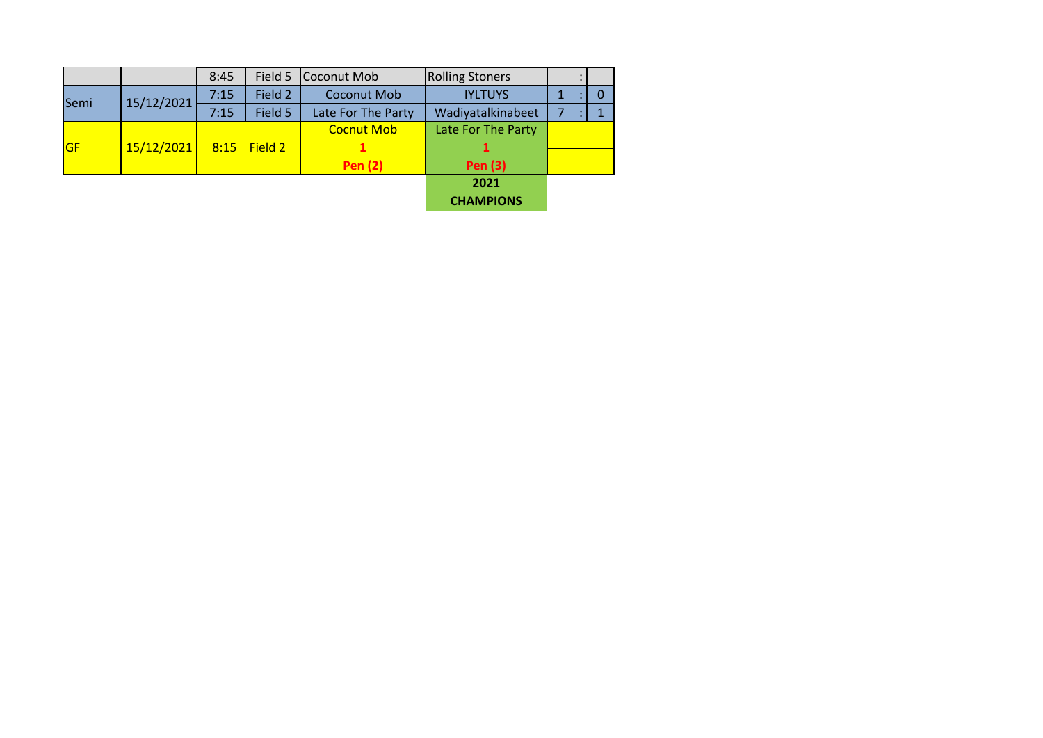| | | | | | | | | |
|---|---|---|---|---|---|---|---|---|
| | | 8:45 | Field 5 | Coconut Mob | Rolling Stoners | | : | |
| Semi | 15/12/2021 | 7:15 | Field 2 | Coconut Mob | IYLTUYS | 1 | : | 0 |
| | | 7:15 | Field 5 | Late For The Party | Wadiyatalkinabeet | 7 | : | 1 |
| GF | 15/12/2021 | 8:15 | Field 2 | Cocnut Mob<br>**1**<br>**Pen (2)** | Late For The Party<br>**1**<br>**Pen (3)** | | | |
| | | | | | **2021**<br>**CHAMPIONS** | | | |